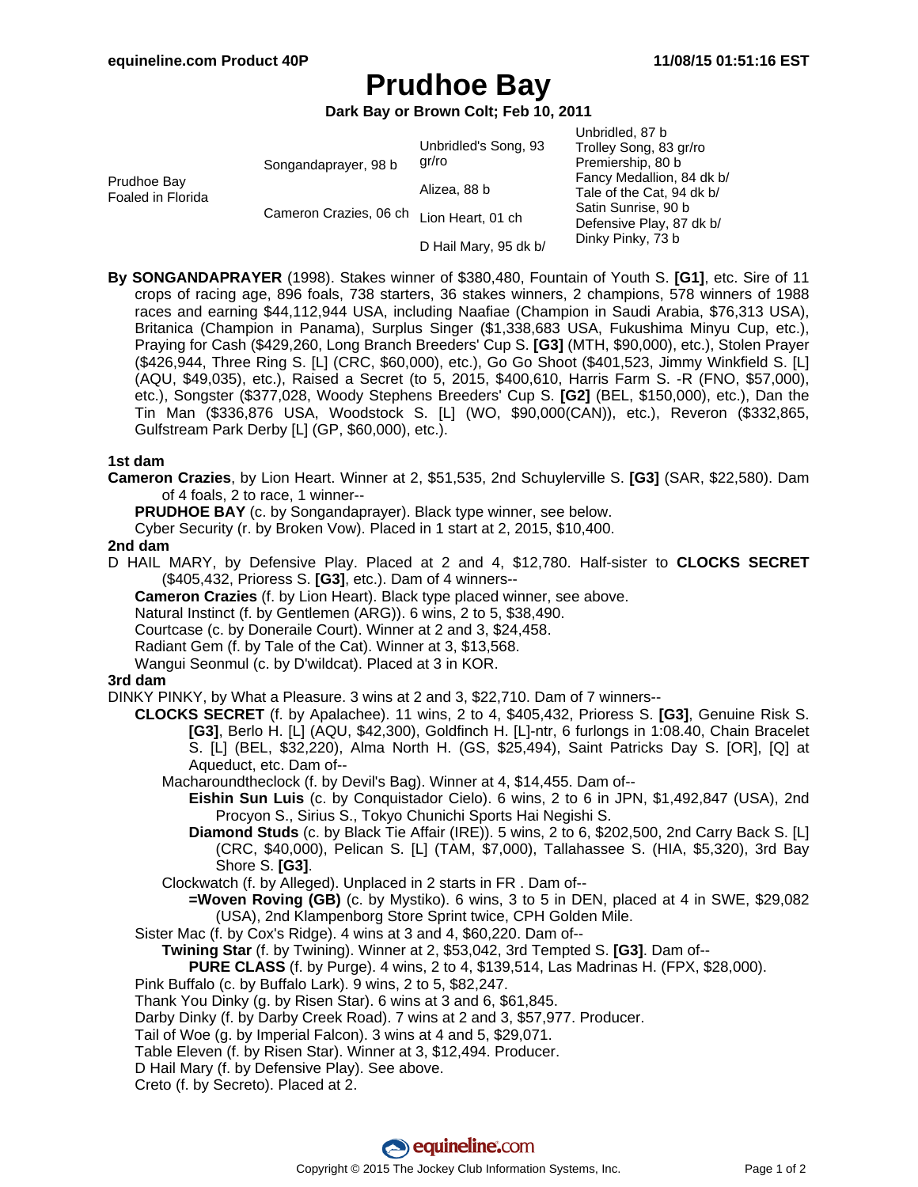# Prudhoe Bay

**Dark Bay or Brown Colt; Feb 10, 2011**

| | | | |
|---|---|---|---|
| Prudhoe Bay Foaled in Florida | Songandaprayer, 98 b | Unbridled's Song, 93 gr/ro | Unbridled, 87 b |
| | | | Trolley Song, 83 gr/ro |
| | | Alizea, 88 b | Premiership, 80 b |
| | | | Fancy Medallion, 84 dk b/ |
| | Cameron Crazies, 06 ch | Lion Heart, 01 ch | Tale of the Cat, 94 dk b/ |
| | | | Satin Sunrise, 90 b |
| | | D Hail Mary, 95 dk b/ | Defensive Play, 87 dk b/ |
| | | | Dinky Pinky, 73 b |

**By SONGANDAPRAYER** (1998). Stakes winner of $380,480, Fountain of Youth S. **[G1]**, etc. Sire of 11 crops of racing age, 896 foals, 738 starters, 36 stakes winners, 2 champions, 578 winners of 1988 races and earning $44,112,944 USA, including Naafiae (Champion in Saudi Arabia, $76,313 USA), Britanica (Champion in Panama), Surplus Singer ($1,338,683 USA, Fukushima Minyu Cup, etc.), Praying for Cash ($429,260, Long Branch Breeders' Cup S. **[G3]** (MTH, $90,000), etc.), Stolen Prayer ($426,944, Three Ring S. [L] (CRC, $60,000), etc.), Go Go Shoot ($401,523, Jimmy Winkfield S. [L] (AQU, $49,035), etc.), Raised a Secret (to 5, 2015, $400,610, Harris Farm S. -R (FNO, $57,000), etc.), Songster ($377,028, Woody Stephens Breeders' Cup S. **[G2]** (BEL, $150,000), etc.), Dan the Tin Man ($336,876 USA, Woodstock S. [L] (WO, $90,000(CAN)), etc.), Reveron ($332,865, Gulfstream Park Derby [L] (GP, $60,000), etc.).

### 1st dam

**Cameron Crazies**, by Lion Heart. Winner at 2, $51,535, 2nd Schuylerville S. **[G3]** (SAR, $22,580). Dam of 4 foals, 2 to race, 1 winner--

- **PRUDHOE BAY** (c. by Songandaprayer). Black type winner, see below.
- Cyber Security (r. by Broken Vow). Placed in 1 start at 2, 2015, $10,400.

### 2nd dam

D HAIL MARY, by Defensive Play. Placed at 2 and 4, $12,780. Half-sister to **CLOCKS SECRET** ($405,432, Prioress S. **[G3]**, etc.). Dam of 4 winners--

- **Cameron Crazies** (f. by Lion Heart). Black type placed winner, see above.
- Natural Instinct (f. by Gentlemen (ARG)). 6 wins, 2 to 5, $38,490.
- Courtcase (c. by Doneraile Court). Winner at 2 and 3, $24,458.
- Radiant Gem (f. by Tale of the Cat). Winner at 3, $13,568.
- Wangui Seonmul (c. by D'wildcat). Placed at 3 in KOR.

### 3rd dam

DINKY PINKY, by What a Pleasure. 3 wins at 2 and 3, $22,710. Dam of 7 winners--

- **CLOCKS SECRET** (f. by Apalachee). 11 wins, 2 to 4, $405,432, Prioress S. **[G3]**, Genuine Risk S. **[G3]**, Berlo H. [L] (AQU, $42,300), Goldfinch H. [L]-ntr, 6 furlongs in 1:08.40, Chain Bracelet S. [L] (BEL, $32,220), Alma North H. (GS, $25,494), Saint Patricks Day S. [OR], [Q] at Aqueduct, etc. Dam of--
  - Macharoundtheclock (f. by Devil's Bag). Winner at 4, $14,455. Dam of--
    - **Eishin Sun Luis** (c. by Conquistador Cielo). 6 wins, 2 to 6 in JPN, $1,492,847 (USA), 2nd Procyon S., Sirius S., Tokyo Chunichi Sports Hai Negishi S.
    - **Diamond Studs** (c. by Black Tie Affair (IRE)). 5 wins, 2 to 6, $202,500, 2nd Carry Back S. [L] (CRC, $40,000), Pelican S. [L] (TAM, $7,000), Tallahassee S. (HIA, $5,320), 3rd Bay Shore S. **[G3]**.
  - Clockwatch (f. by Alleged). Unplaced in 2 starts in FR . Dam of--
    - **=Woven Roving (GB)** (c. by Mystiko). 6 wins, 3 to 5 in DEN, placed at 4 in SWE, $29,082 (USA), 2nd Klampenborg Store Sprint twice, CPH Golden Mile.
- Sister Mac (f. by Cox's Ridge). 4 wins at 3 and 4, $60,220. Dam of--
  - **Twining Star** (f. by Twining). Winner at 2, $53,042, 3rd Tempted S. **[G3]**. Dam of--
    - **PURE CLASS** (f. by Purge). 4 wins, 2 to 4, $139,514, Las Madrinas H. (FPX, $28,000).
- Pink Buffalo (c. by Buffalo Lark). 9 wins, 2 to 5, $82,247.
- Thank You Dinky (g. by Risen Star). 6 wins at 3 and 6, $61,845.
- Darby Dinky (f. by Darby Creek Road). 7 wins at 2 and 3, $57,977. Producer.
- Tail of Woe (g. by Imperial Falcon). 3 wins at 4 and 5, $29,071.
- Table Eleven (f. by Risen Star). Winner at 3, $12,494. Producer.
- D Hail Mary (f. by Defensive Play). See above.
- Creto (f. by Secreto). Placed at 2.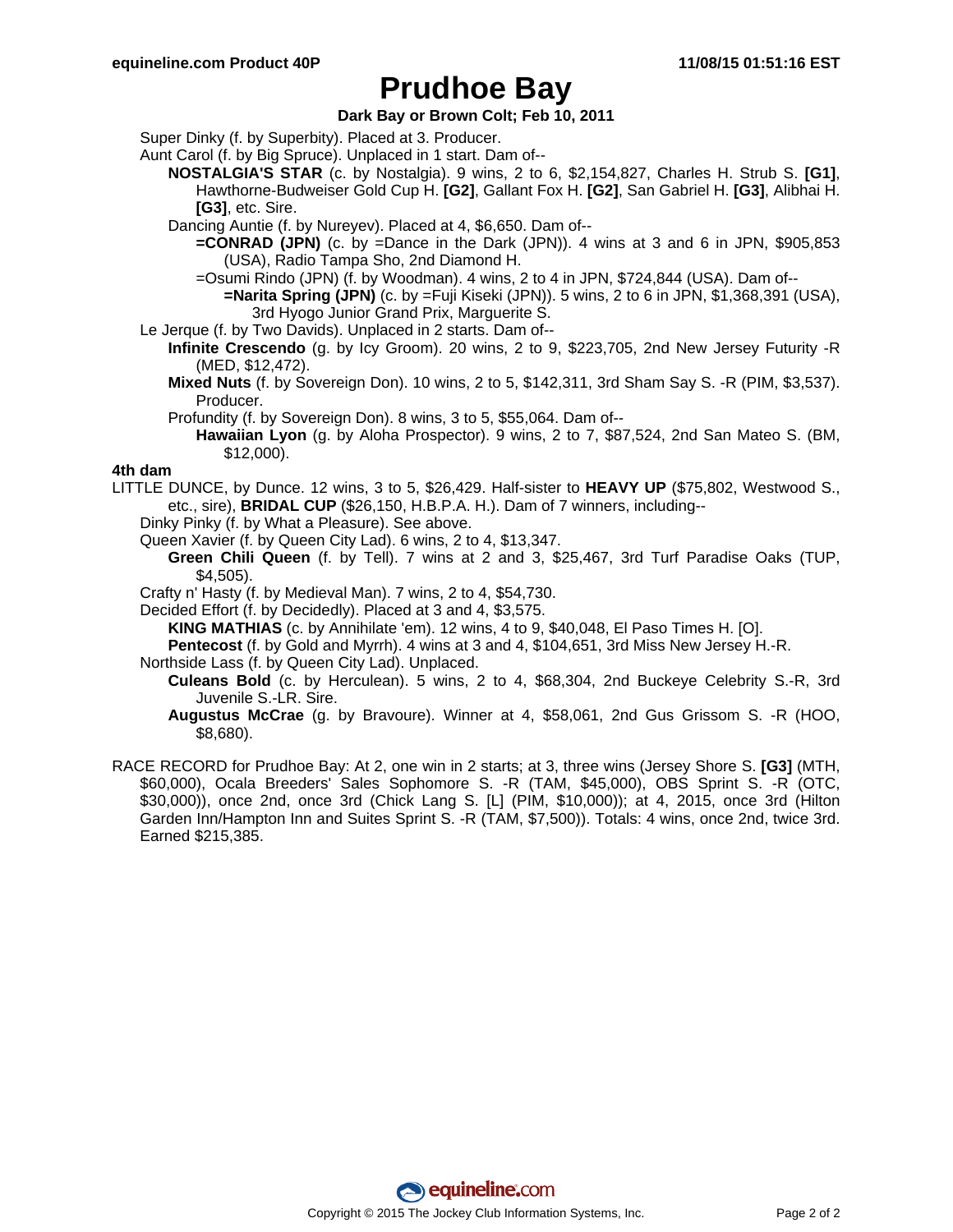# Prudhoe Bay

**Dark Bay or Brown Colt; Feb 10, 2011**

Super Dinky (f. by Superbity). Placed at 3. Producer.

Aunt Carol (f. by Big Spruce). Unplaced in 1 start. Dam of--

**NOSTALGIA'S STAR** (c. by Nostalgia). 9 wins, 2 to 6, $2,154,827, Charles H. Strub S. **[G1]**, Hawthorne-Budweiser Gold Cup H. **[G2]**, Gallant Fox H. **[G2]**, San Gabriel H. **[G3]**, Alibhai H. **[G3]**, etc. Sire.

Dancing Auntie (f. by Nureyev). Placed at 4, $6,650. Dam of--

**=CONRAD (JPN)** (c. by =Dance in the Dark (JPN)). 4 wins at 3 and 6 in JPN, $905,853 (USA), Radio Tampa Sho, 2nd Diamond H.

=Osumi Rindo (JPN) (f. by Woodman). 4 wins, 2 to 4 in JPN, $724,844 (USA). Dam of--

**=Narita Spring (JPN)** (c. by =Fuji Kiseki (JPN)). 5 wins, 2 to 6 in JPN, $1,368,391 (USA), 3rd Hyogo Junior Grand Prix, Marguerite S.

Le Jerque (f. by Two Davids). Unplaced in 2 starts. Dam of--

**Infinite Crescendo** (g. by Icy Groom). 20 wins, 2 to 9, $223,705, 2nd New Jersey Futurity -R (MED, $12,472).

**Mixed Nuts** (f. by Sovereign Don). 10 wins, 2 to 5, $142,311, 3rd Sham Say S. -R (PIM, $3,537). Producer.

Profundity (f. by Sovereign Don). 8 wins, 3 to 5, $55,064. Dam of--

**Hawaiian Lyon** (g. by Aloha Prospector). 9 wins, 2 to 7, $87,524, 2nd San Mateo S. (BM, $12,000).

**4th dam**

LITTLE DUNCE, by Dunce. 12 wins, 3 to 5, $26,429. Half-sister to **HEAVY UP** ($75,802, Westwood S., etc., sire), **BRIDAL CUP** ($26,150, H.B.P.A. H.). Dam of 7 winners, including--

Dinky Pinky (f. by What a Pleasure). See above.

Queen Xavier (f. by Queen City Lad). 6 wins, 2 to 4, $13,347.

**Green Chili Queen** (f. by Tell). 7 wins at 2 and 3, $25,467, 3rd Turf Paradise Oaks (TUP, $4,505).

Crafty n' Hasty (f. by Medieval Man). 7 wins, 2 to 4, $54,730.

Decided Effort (f. by Decidedly). Placed at 3 and 4, $3,575.

**KING MATHIAS** (c. by Annihilate 'em). 12 wins, 4 to 9, $40,048, El Paso Times H. [O].

**Pentecost** (f. by Gold and Myrrh). 4 wins at 3 and 4, $104,651, 3rd Miss New Jersey H.-R.

Northside Lass (f. by Queen City Lad). Unplaced.

**Culeans Bold** (c. by Herculean). 5 wins, 2 to 4, $68,304, 2nd Buckeye Celebrity S.-R, 3rd Juvenile S.-LR. Sire.

**Augustus McCrae** (g. by Bravoure). Winner at 4, $58,061, 2nd Gus Grissom S. -R (HOO, $8,680).

RACE RECORD for Prudhoe Bay: At 2, one win in 2 starts; at 3, three wins (Jersey Shore S. **[G3]** (MTH, $60,000), Ocala Breeders' Sales Sophomore S. -R (TAM, $45,000), OBS Sprint S. -R (OTC, $30,000)), once 2nd, once 3rd (Chick Lang S. [L] (PIM, $10,000)); at 4, 2015, once 3rd (Hilton Garden Inn/Hampton Inn and Suites Sprint S. -R (TAM, $7,500)). Totals: 4 wins, once 2nd, twice 3rd. Earned $215,385.